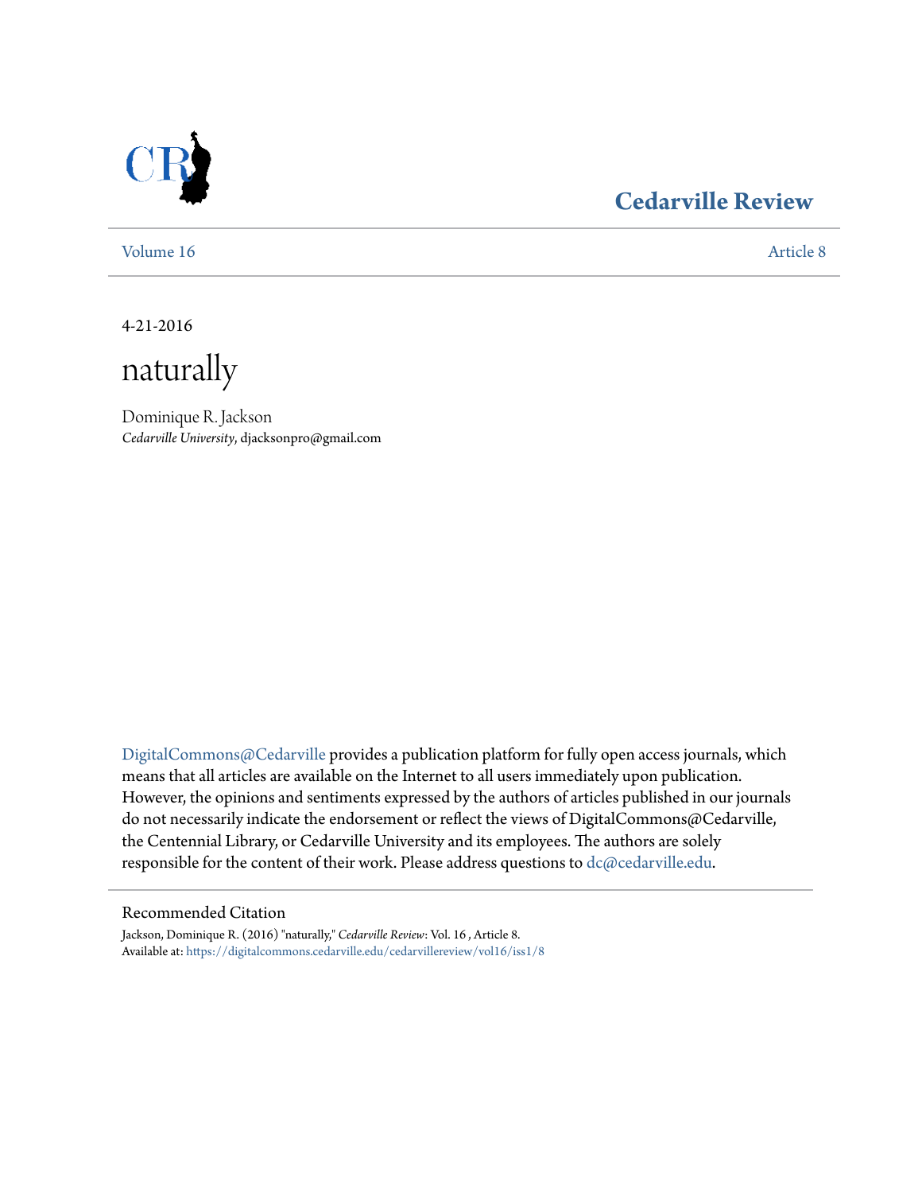Cedarville Review

Volume 16 | Article 8

4-21-2016

# naturally

Dominique R. Jackson
*Cedarville University*, djacksonpro@gmail.com

DigitalCommons@Cedarville provides a publication platform for fully open access journals, which means that all articles are available on the Internet to all users immediately upon publication. However, the opinions and sentiments expressed by the authors of articles published in our journals do not necessarily indicate the endorsement or reflect the views of DigitalCommons@Cedarville, the Centennial Library, or Cedarville University and its employees. The authors are solely responsible for the content of their work. Please address questions to dc@cedarville.edu.

## Recommended Citation

Jackson, Dominique R. (2016) "naturally," *Cedarville Review*: Vol. 16 , Article 8.
Available at: https://digitalcommons.cedarville.edu/cedarvillereview/vol16/iss1/8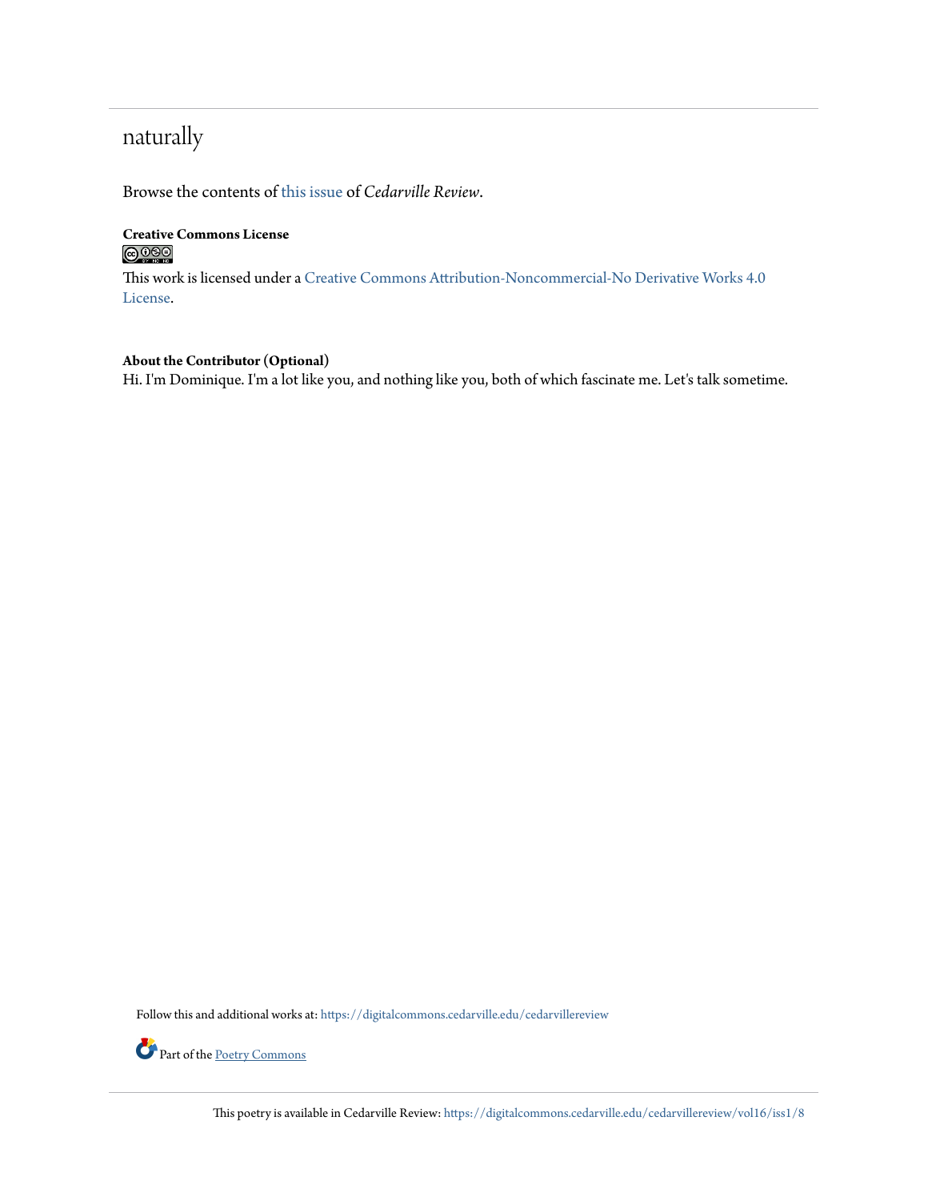# naturally

Browse the contents of this issue of *Cedarville Review*.

**Creative Commons License**

This work is licensed under a Creative Commons Attribution-Noncommercial-No Derivative Works 4.0 License.

**About the Contributor (Optional)**

Hi. I'm Dominique. I'm a lot like you, and nothing like you, both of which fascinate me. Let's talk sometime.

Follow this and additional works at: https://digitalcommons.cedarville.edu/cedarvillereview

Part of the Poetry Commons

This poetry is available in Cedarville Review: https://digitalcommons.cedarville.edu/cedarvillereview/vol16/iss1/8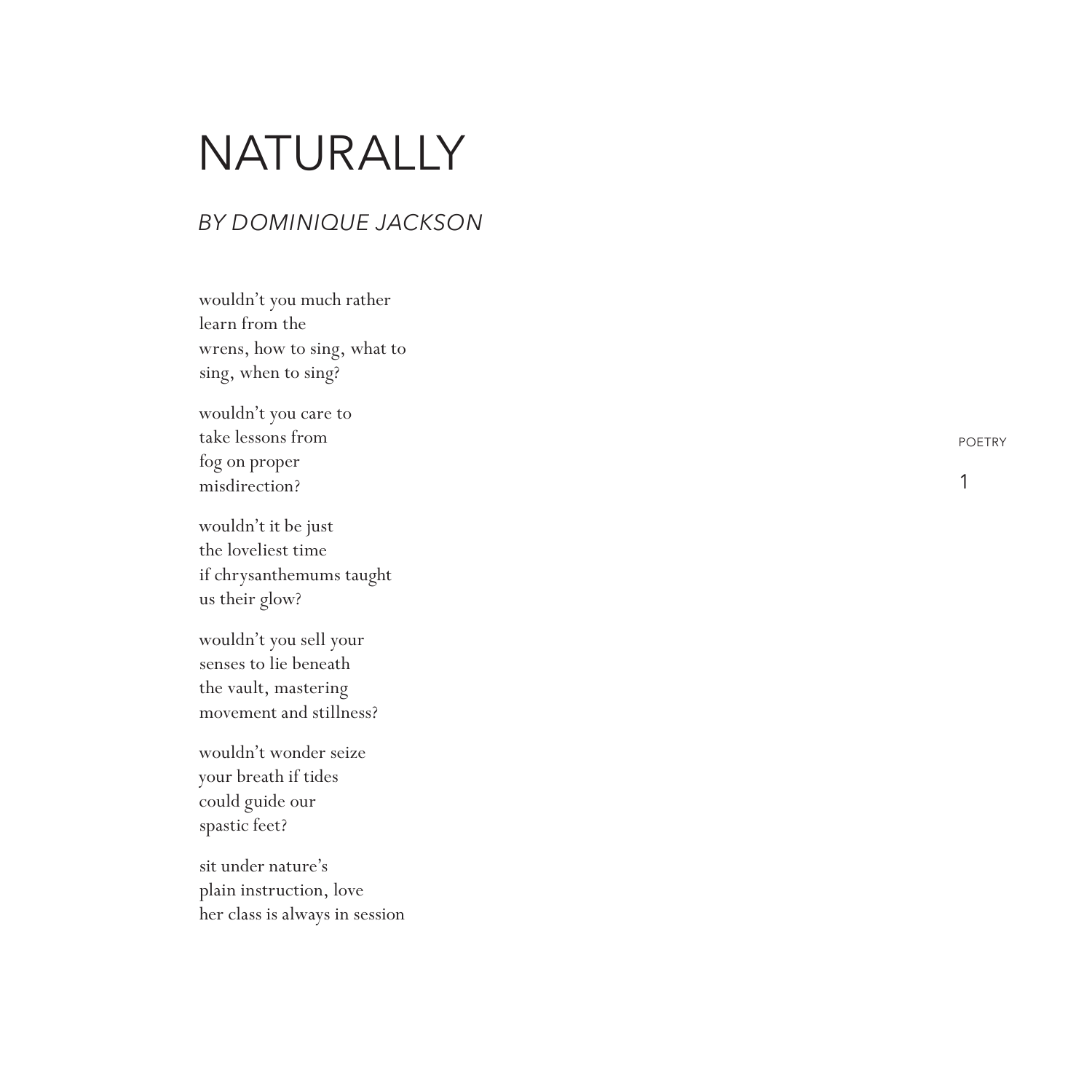# NATURALLY

*BY DOMINIQUE JACKSON*

wouldn't you much rather
learn from the
wrens, how to sing, what to
sing, when to sing?

wouldn't you care to
take lessons from
fog on proper
misdirection?

wouldn't it be just
the loveliest time
if chrysanthemums taught
us their glow?

wouldn't you sell your
senses to lie beneath
the vault, mastering
movement and stillness?

wouldn't wonder seize
your breath if tides
could guide our
spastic feet?

sit under nature's
plain instruction, love
her class is always in session